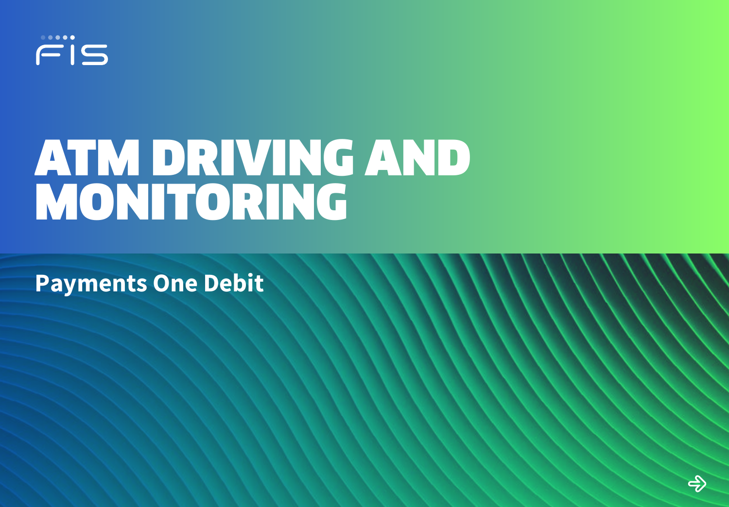FIS

# ATM DRIVING AND MONITORING

## Payments One Debit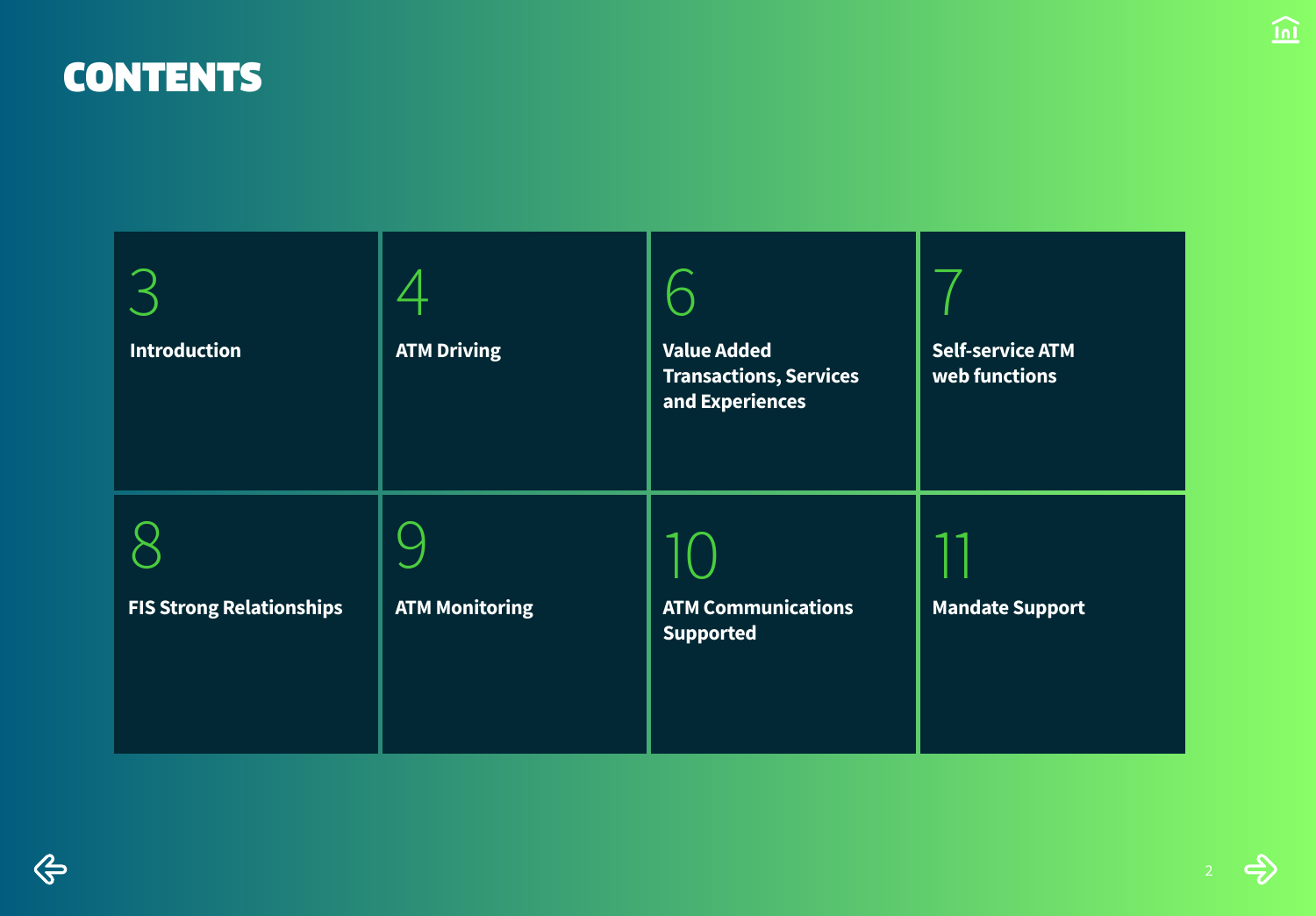# CONTENTS

| Page | Section |
|---|---|
| 3 | Introduction |
| 4 | ATM Driving |
| 6 | Value Added Transactions, Services and Experiences |
| 7 | Self-service ATM web functions |
| 8 | FIS Strong Relationships |
| 9 | ATM Monitoring |
| 10 | ATM Communications Supported |
| 11 | Mandate Support |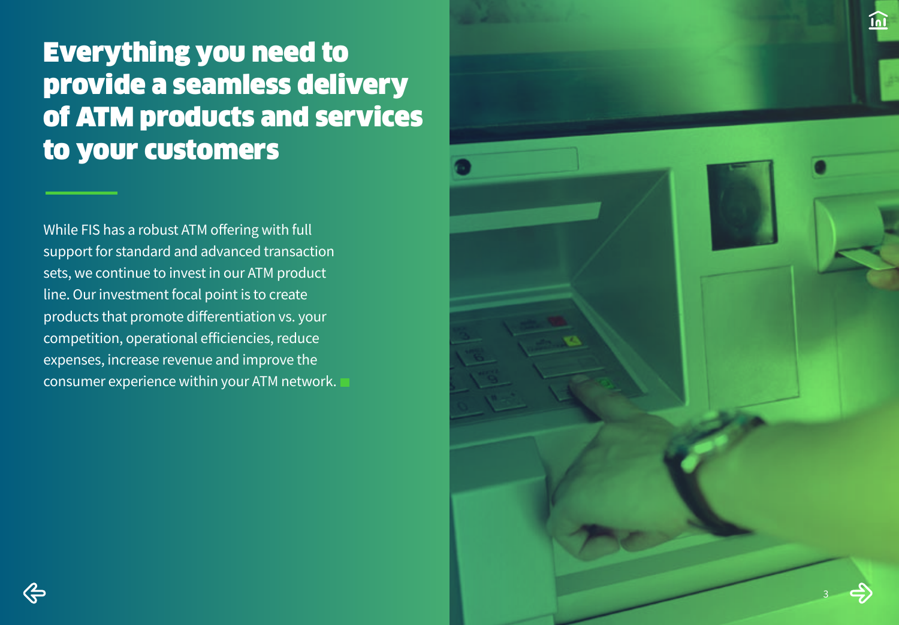# Everything you need to provide a seamless delivery of ATM products and services to your customers

While FIS has a robust ATM offering with full support for standard and advanced transaction sets, we continue to invest in our ATM product line. Our investment focal point is to create products that promote differentiation vs. your competition, operational efficiencies, reduce expenses, increase revenue and improve the consumer experience within your ATM network.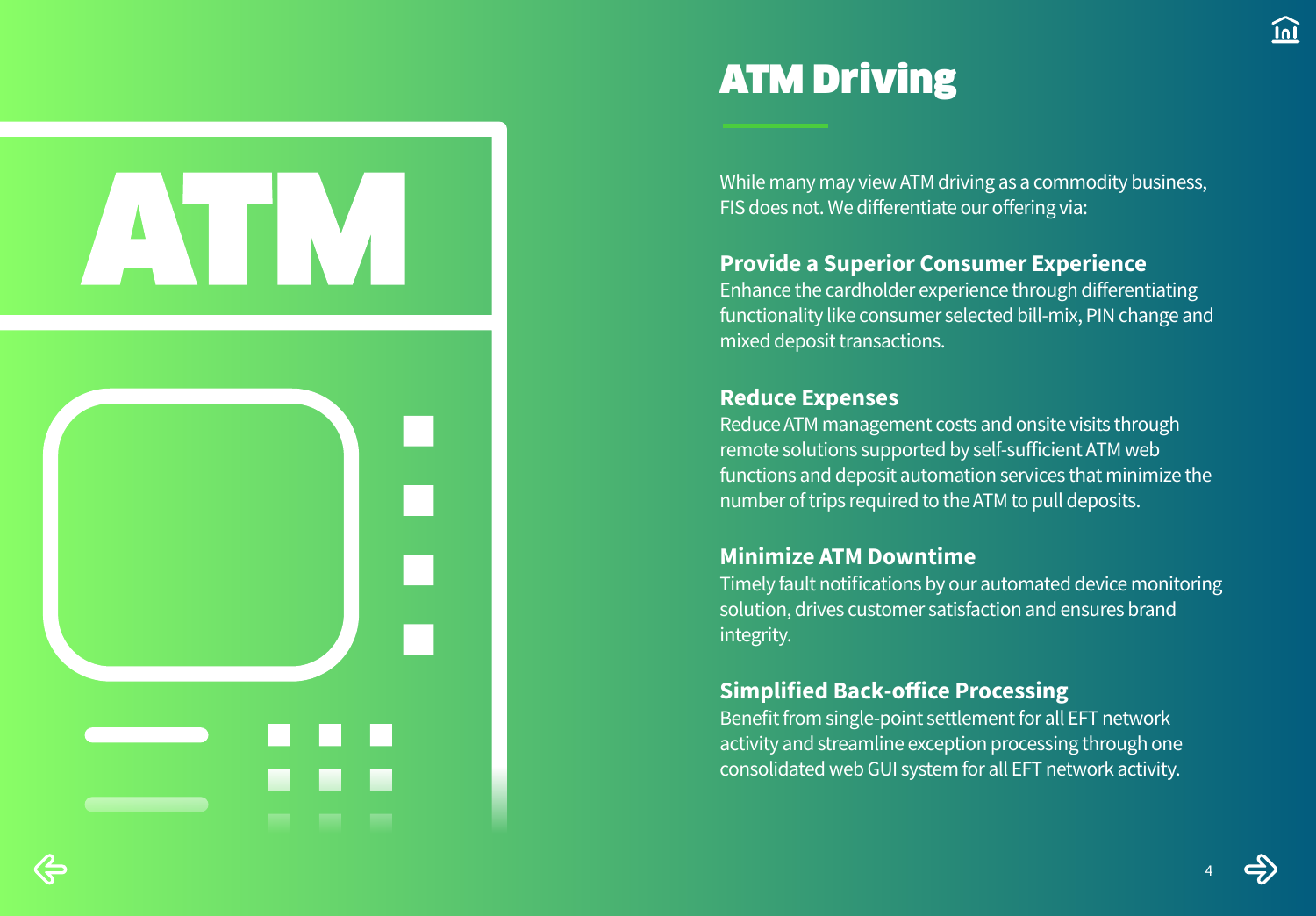# ATM Driving

While many may view ATM driving as a commodity business, FIS does not. We differentiate our offering via:

### Provide a Superior Consumer Experience

Enhance the cardholder experience through differentiating functionality like consumer selected bill-mix, PIN change and mixed deposit transactions.

### Reduce Expenses

Reduce ATM management costs and onsite visits through remote solutions supported by self-sufficient ATM web functions and deposit automation services that minimize the number of trips required to the ATM to pull deposits.

### Minimize ATM Downtime

Timely fault notifications by our automated device monitoring solution, drives customer satisfaction and ensures brand integrity.

### Simplified Back-office Processing

Benefit from single-point settlement for all EFT network activity and streamline exception processing through one consolidated web GUI system for all EFT network activity.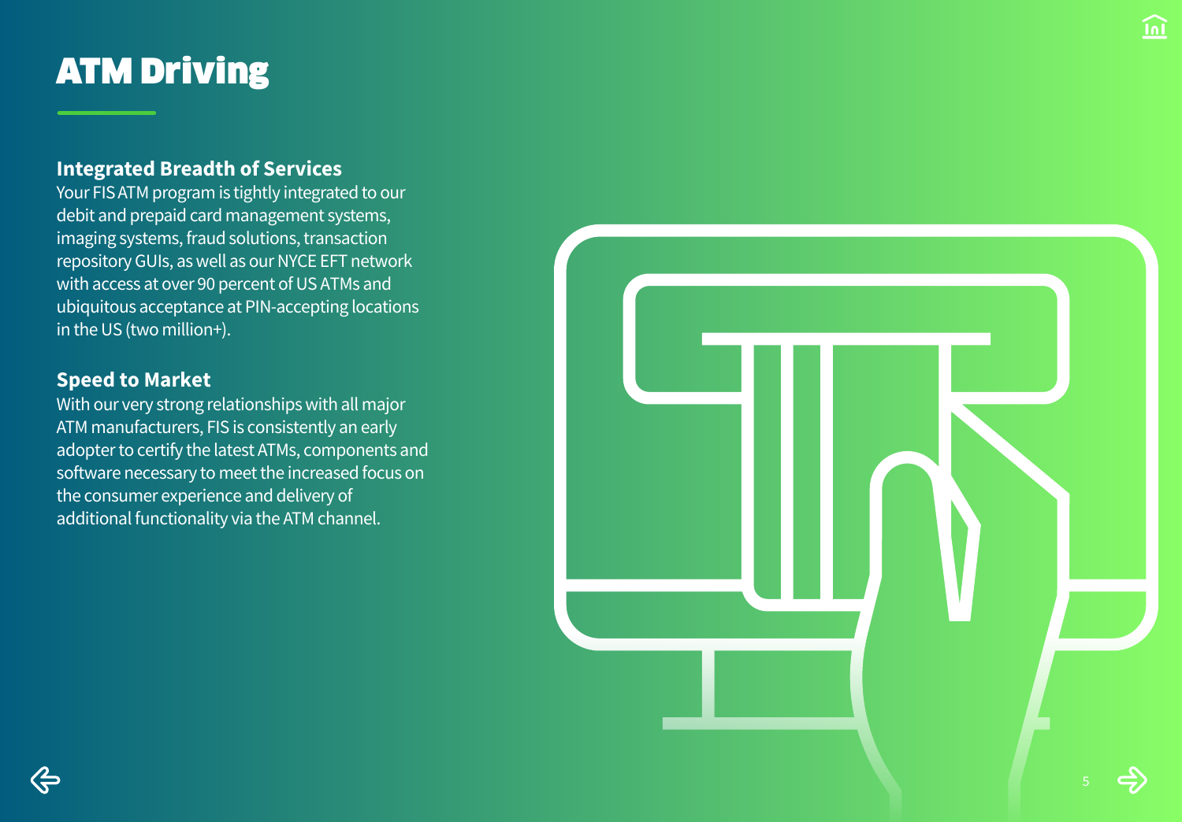# ATM Driving

## Integrated Breadth of Services

Your FIS ATM program is tightly integrated to our debit and prepaid card management systems, imaging systems, fraud solutions, transaction repository GUIs, as well as our NYCE EFT network with access at over 90 percent of US ATMs and ubiquitous acceptance at PIN-accepting locations in the US (two million+).

## Speed to Market

With our very strong relationships with all major ATM manufacturers, FIS is consistently an early adopter to certify the latest ATMs, components and software necessary to meet the increased focus on the consumer experience and delivery of additional functionality via the ATM channel.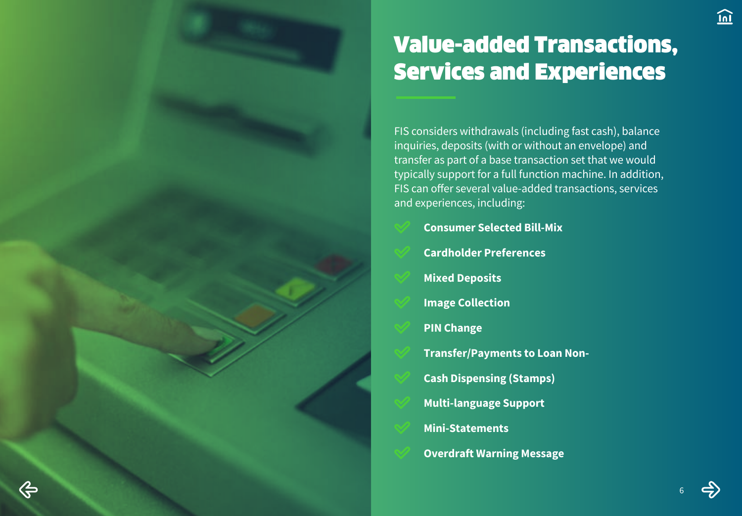# Value-added Transactions, Services and Experiences

FIS considers withdrawals (including fast cash), balance inquiries, deposits (with or without an envelope) and transfer as part of a base transaction set that we would typically support for a full function machine. In addition, FIS can offer several value-added transactions, services and experiences, including:

- **Consumer Selected Bill-Mix**
- **Cardholder Preferences**
- **Mixed Deposits**
- **Image Collection**
- **PIN Change**
- **Transfer/Payments to Loan Non-**
- **Cash Dispensing (Stamps)**
- **Multi-language Support**
- **Mini-Statements**
- **Overdraft Warning Message**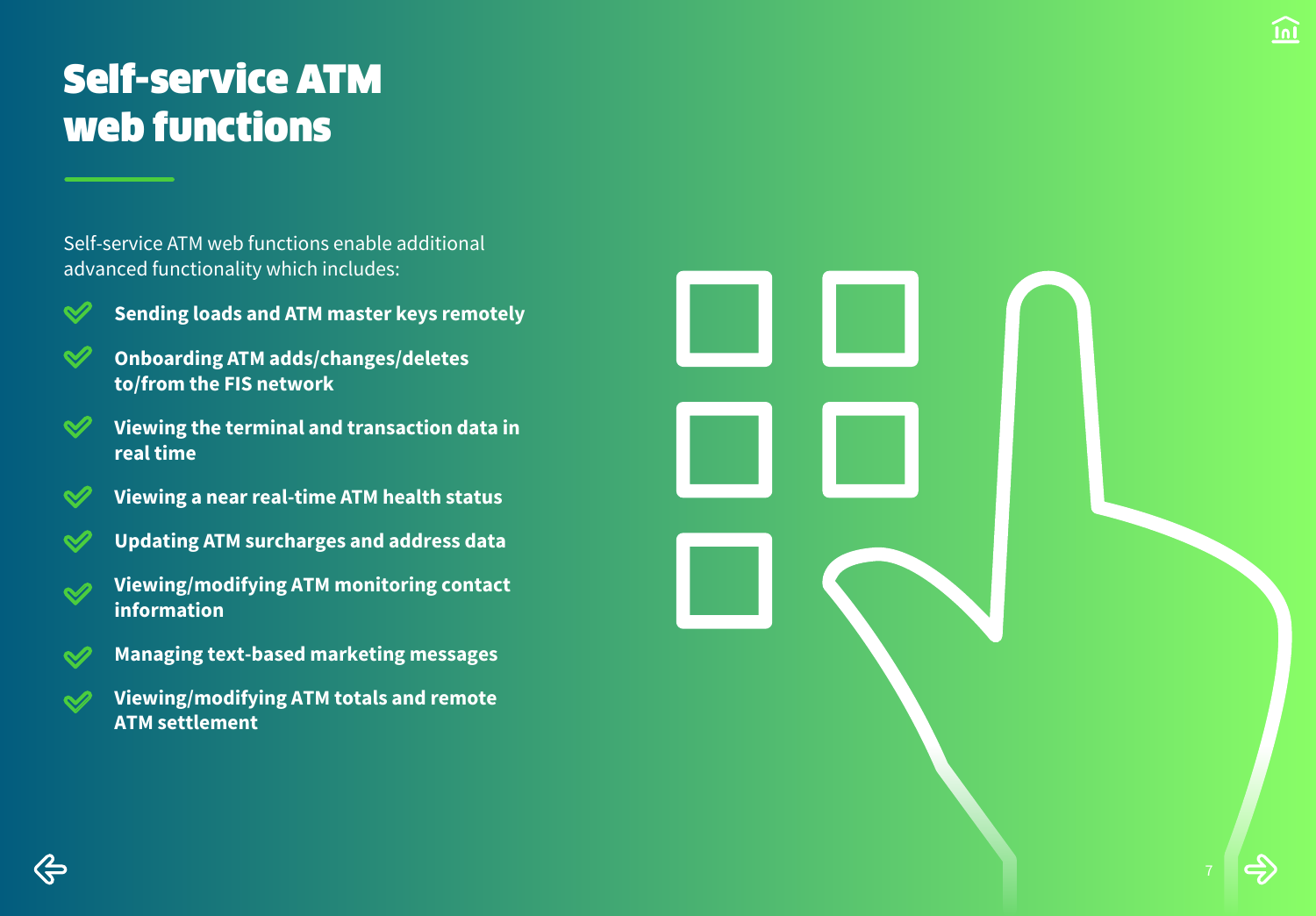# Self-service ATM web functions

Self-service ATM web functions enable additional advanced functionality which includes:

- **Sending loads and ATM master keys remotely**
- **Onboarding ATM adds/changes/deletes to/from the FIS network**
- **Viewing the terminal and transaction data in real time**
- **Viewing a near real-time ATM health status**
- **Updating ATM surcharges and address data**
- **Viewing/modifying ATM monitoring contact information**
- **Managing text-based marketing messages**
- **Viewing/modifying ATM totals and remote ATM settlement**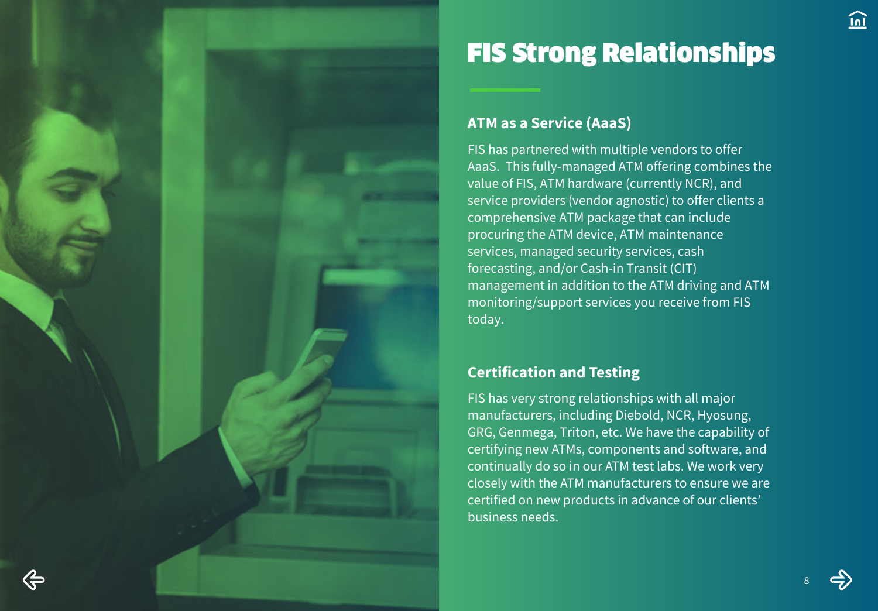# FIS Strong Relationships

## ATM as a Service (AaaS)

FIS has partnered with multiple vendors to offer AaaS. This fully-managed ATM offering combines the value of FIS, ATM hardware (currently NCR), and service providers (vendor agnostic) to offer clients a comprehensive ATM package that can include procuring the ATM device, ATM maintenance services, managed security services, cash forecasting, and/or Cash-in Transit (CIT) management in addition to the ATM driving and ATM monitoring/support services you receive from FIS today.

## Certification and Testing

FIS has very strong relationships with all major manufacturers, including Diebold, NCR, Hyosung, GRG, Genmega, Triton, etc. We have the capability of certifying new ATMs, components and software, and continually do so in our ATM test labs. We work very closely with the ATM manufacturers to ensure we are certified on new products in advance of our clients' business needs.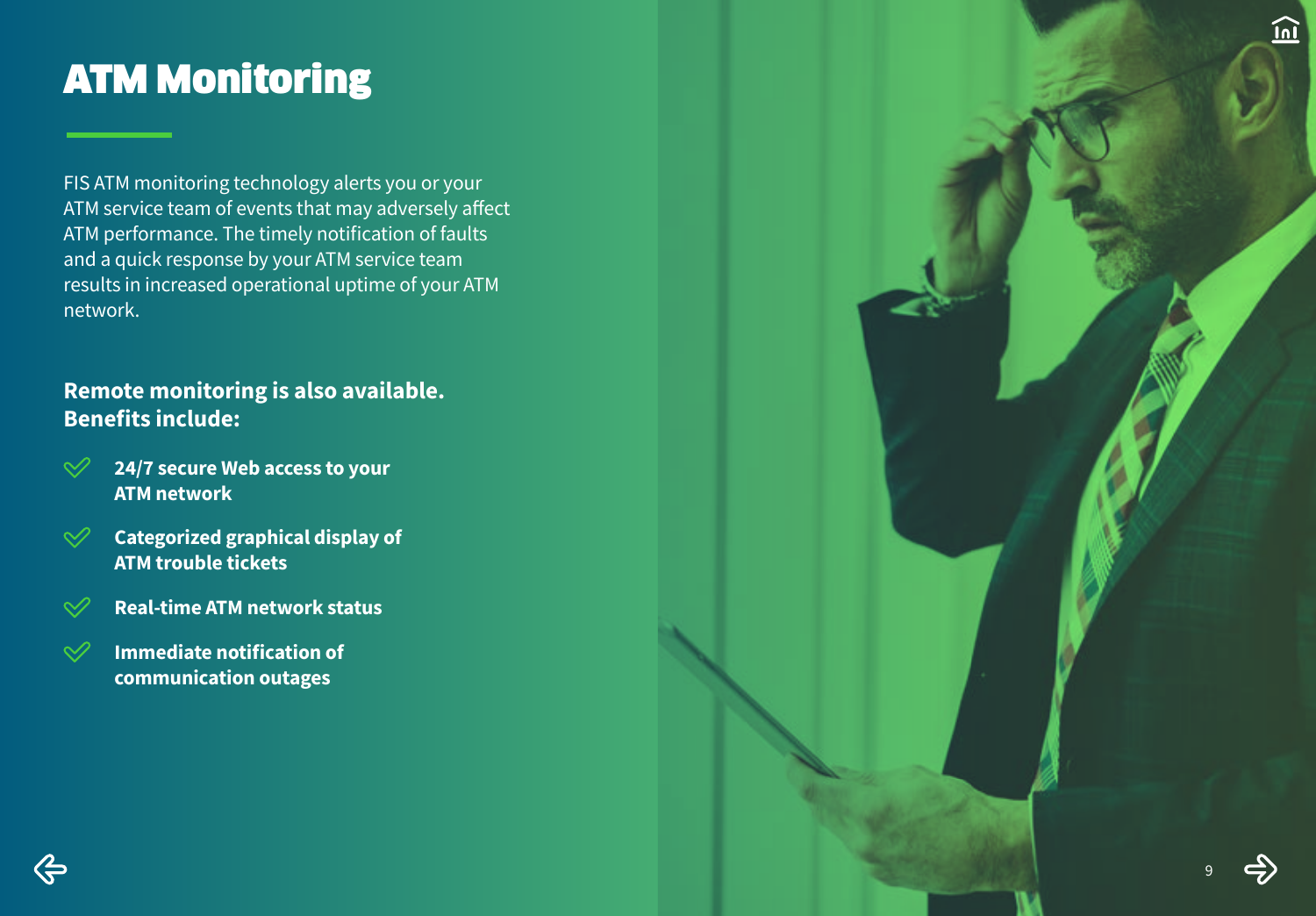# ATM Monitoring

FIS ATM monitoring technology alerts you or your ATM service team of events that may adversely affect ATM performance. The timely notification of faults and a quick response by your ATM service team results in increased operational uptime of your ATM network.

**Remote monitoring is also available. Benefits include:**

- **24/7 secure Web access to your ATM network**
- **Categorized graphical display of ATM trouble tickets**
- **Real-time ATM network status**
- **Immediate notification of communication outages**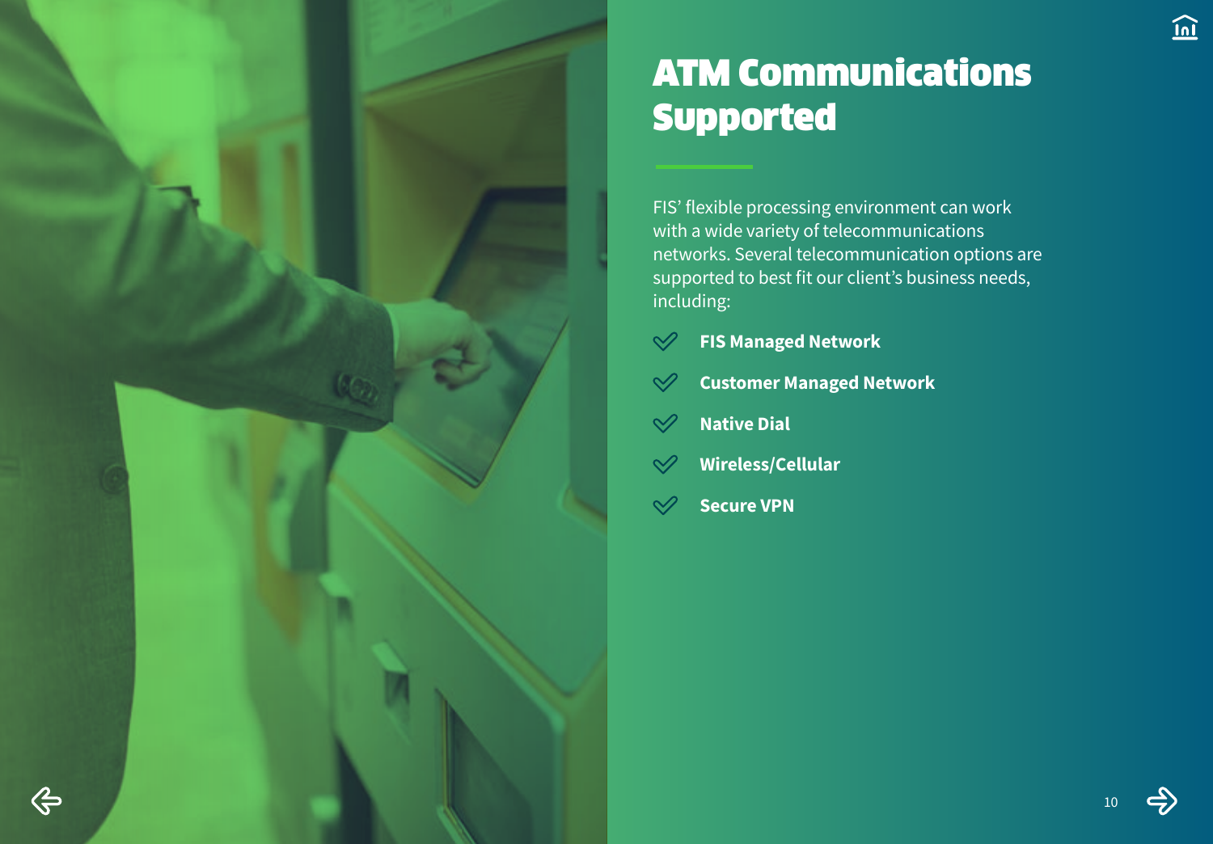# ATM Communications Supported

FIS' flexible processing environment can work with a wide variety of telecommunications networks. Several telecommunication options are supported to best fit our client's business needs, including:

- **FIS Managed Network**
- **Customer Managed Network**
- **Native Dial**
- **Wireless/Cellular**
- **Secure VPN**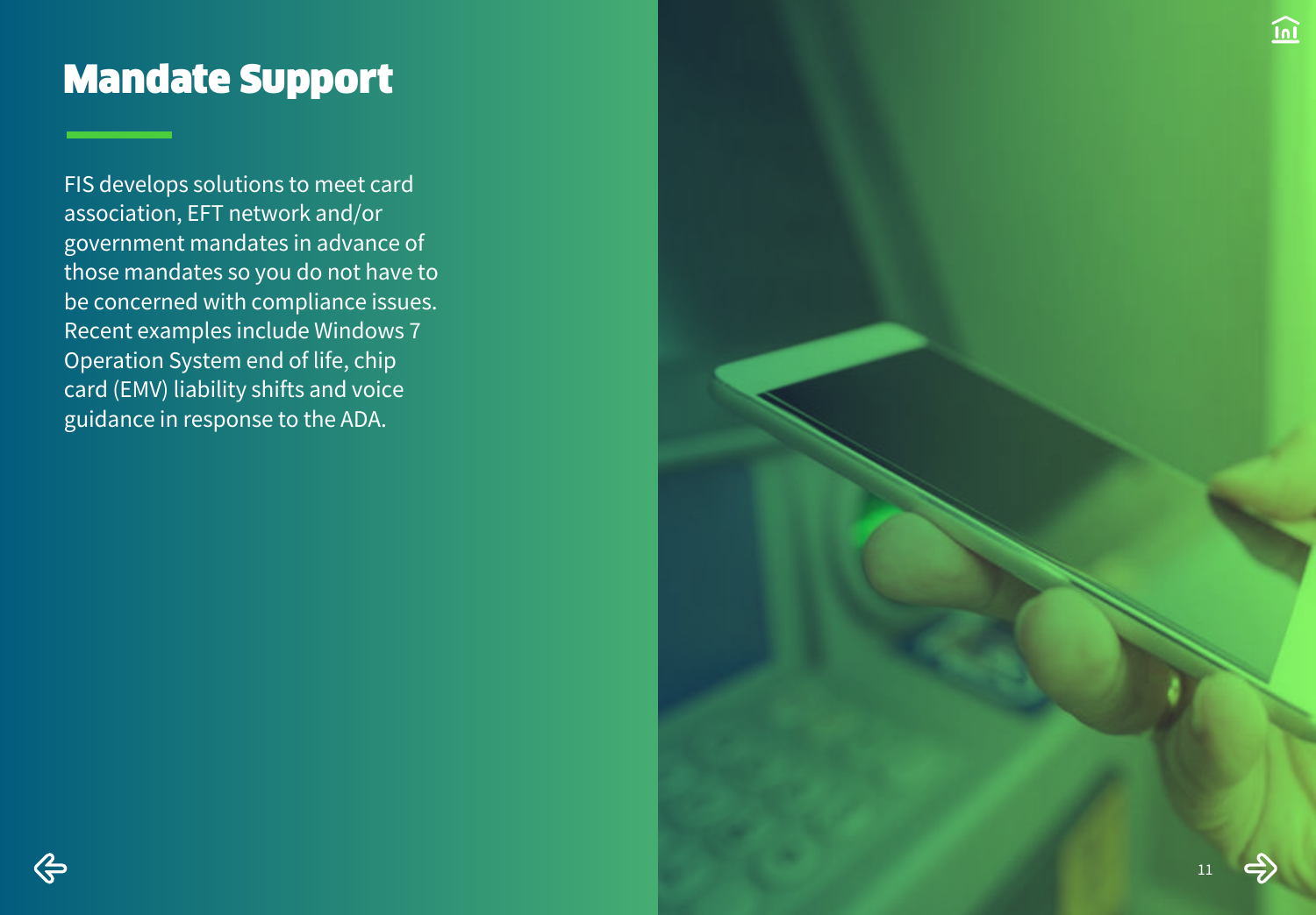# Mandate Support

FIS develops solutions to meet card association, EFT network and/or government mandates in advance of those mandates so you do not have to be concerned with compliance issues. Recent examples include Windows 7 Operation System end of life, chip card (EMV) liability shifts and voice guidance in response to the ADA.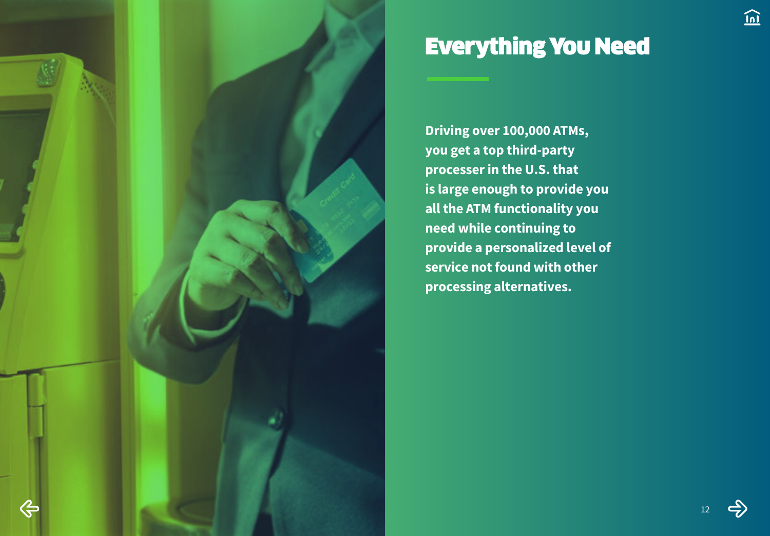# Everything You Need

**Driving over 100,000 ATMs, you get a top third-party processer in the U.S. that is large enough to provide you all the ATM functionality you need while continuing to provide a personalized level of service not found with other processing alternatives.**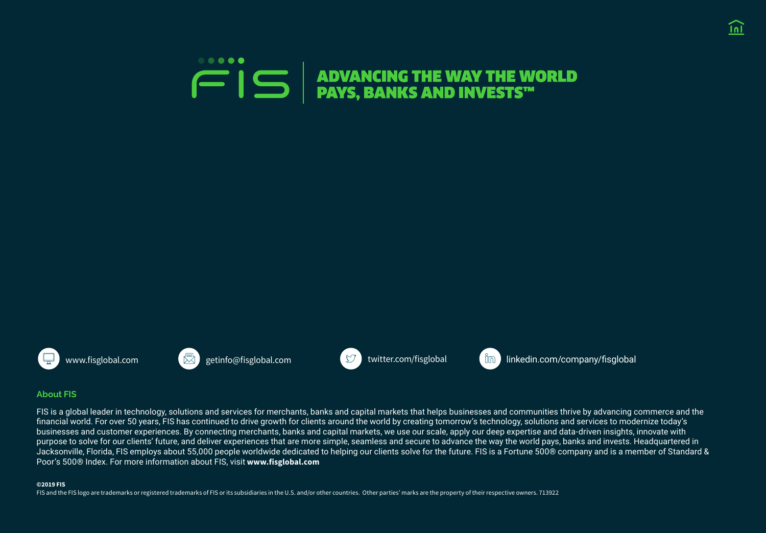FIS

ADVANCING THE WAY THE WORLD PAYS, BANKS AND INVESTS™

www.fisglobal.com

getinfo@fisglobal.com

twitter.com/fisglobal

linkedin.com/company/fisglobal

### About FIS

FIS is a global leader in technology, solutions and services for merchants, banks and capital markets that helps businesses and communities thrive by advancing commerce and the financial world. For over 50 years, FIS has continued to drive growth for clients around the world by creating tomorrow's technology, solutions and services to modernize today's businesses and customer experiences. By connecting merchants, banks and capital markets, we use our scale, apply our deep expertise and data-driven insights, innovate with purpose to solve for our clients' future, and deliver experiences that are more simple, seamless and secure to advance the way the world pays, banks and invests. Headquartered in Jacksonville, Florida, FIS employs about 55,000 people worldwide dedicated to helping our clients solve for the future. FIS is a Fortune 500® company and is a member of Standard & Poor's 500® Index. For more information about FIS, visit **www.fisglobal.com**

**©2019 FIS**

FIS and the FIS logo are trademarks or registered trademarks of FIS or its subsidiaries in the U.S. and/or other countries. Other parties' marks are the property of their respective owners. 713922